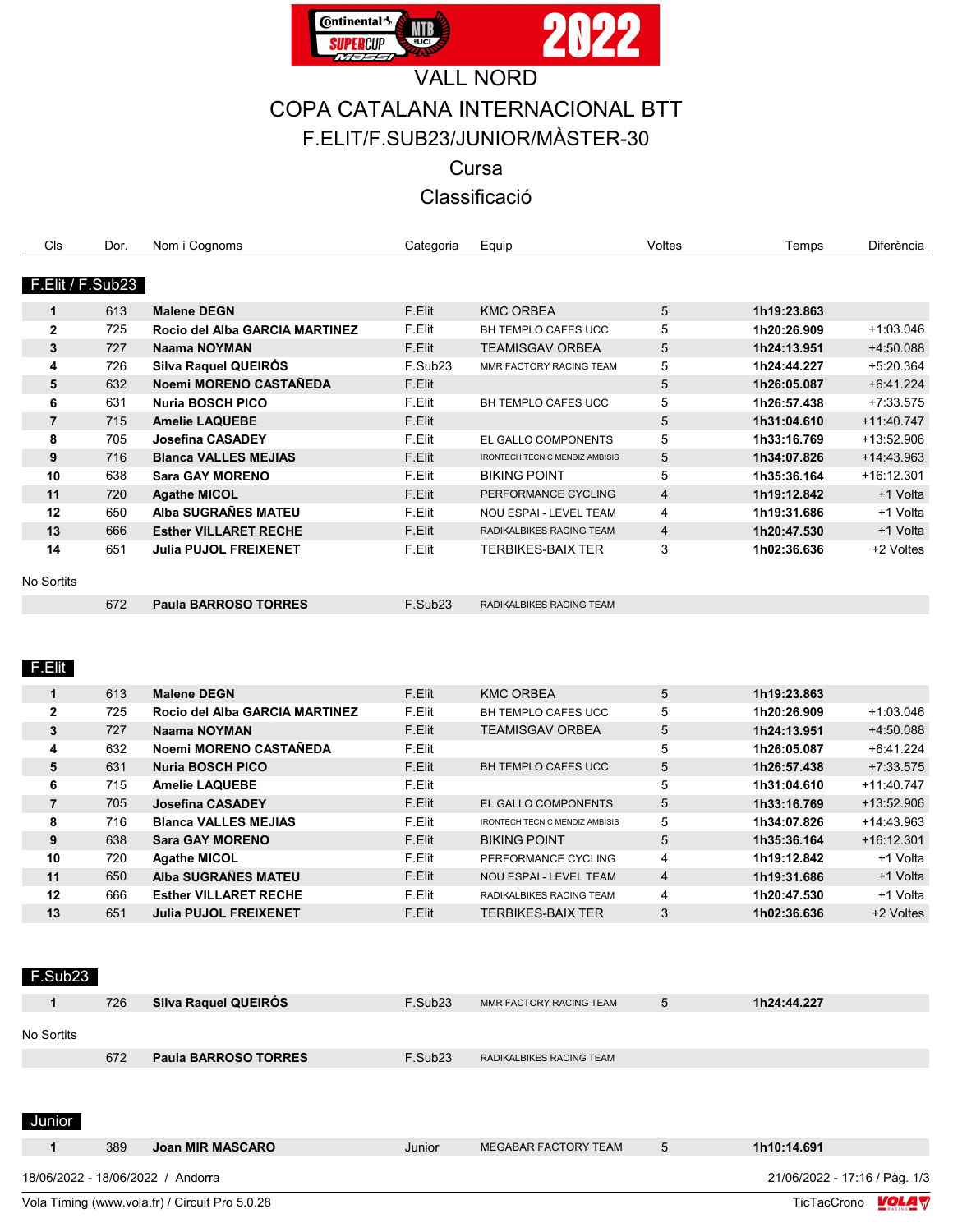# VALL NORD

## COPA CATALANA INTERNACIONAL BTT

## F.ELIT/F.SUB23/JUNIOR/MÀSTER-30

### Cursa

### Classificació

### F.Elit / F.Sub23

| Cls | Dor. | Nom i Cognoms | Categoria | Equip | Voltes | Temps | Diferència |
|---|---|---|---|---|---|---|---|
| 1 | 613 | **Malene DEGN** | F.Elit | KMC ORBEA | 5 | **1h19:23.863** | |
| 2 | 725 | **Rocio del Alba GARCIA MARTINEZ** | F.Elit | BH TEMPLO CAFES UCC | 5 | **1h20:26.909** | +1:03.046 |
| 3 | 727 | **Naama NOYMAN** | F.Elit | TEAMISGAV ORBEA | 5 | **1h24:13.951** | +4:50.088 |
| 4 | 726 | **Silva Raquel QUEIRÓS** | F.Sub23 | MMR FACTORY RACING TEAM | 5 | **1h24:44.227** | +5:20.364 |
| 5 | 632 | **Noemi MORENO CASTAÑEDA** | F.Elit | | 5 | **1h26:05.087** | +6:41.224 |
| 6 | 631 | **Nuria BOSCH PICO** | F.Elit | BH TEMPLO CAFES UCC | 5 | **1h26:57.438** | +7:33.575 |
| 7 | 715 | **Amelie LAQUEBE** | F.Elit | | 5 | **1h31:04.610** | +11:40.747 |
| 8 | 705 | **Josefina CASADEY** | F.Elit | EL GALLO COMPONENTS | 5 | **1h33:16.769** | +13:52.906 |
| 9 | 716 | **Blanca VALLES MEJIAS** | F.Elit | IRONTECH TECNIC MENDIZ AMBISIS | 5 | **1h34:07.826** | +14:43.963 |
| 10 | 638 | **Sara GAY MORENO** | F.Elit | BIKING POINT | 5 | **1h35:36.164** | +16:12.301 |
| 11 | 720 | **Agathe MICOL** | F.Elit | PERFORMANCE CYCLING | 4 | **1h19:12.842** | +1 Volta |
| 12 | 650 | **Alba SUGRAÑES MATEU** | F.Elit | NOU ESPAI - LEVEL TEAM | 4 | **1h19:31.686** | +1 Volta |
| 13 | 666 | **Esther VILLARET RECHE** | F.Elit | RADIKALBIKES RACING TEAM | 4 | **1h20:47.530** | +1 Volta |
| 14 | 651 | **Julia PUJOL FREIXENET** | F.Elit | TERBIKES-BAIX TER | 3 | **1h02:36.636** | +2 Voltes |

No Sortits

| Cls | Dor. | Nom i Cognoms | Categoria | Equip | Voltes | Temps | Diferència |
|---|---|---|---|---|---|---|---|
| | 672 | **Paula BARROSO TORRES** | F.Sub23 | RADIKALBIKES RACING TEAM | | | |

### F.Elit

| Cls | Dor. | Nom i Cognoms | Categoria | Equip | Voltes | Temps | Diferència |
|---|---|---|---|---|---|---|---|
| 1 | 613 | **Malene DEGN** | F.Elit | KMC ORBEA | 5 | **1h19:23.863** | |
| 2 | 725 | **Rocio del Alba GARCIA MARTINEZ** | F.Elit | BH TEMPLO CAFES UCC | 5 | **1h20:26.909** | +1:03.046 |
| 3 | 727 | **Naama NOYMAN** | F.Elit | TEAMISGAV ORBEA | 5 | **1h24:13.951** | +4:50.088 |
| 4 | 632 | **Noemi MORENO CASTAÑEDA** | F.Elit | | 5 | **1h26:05.087** | +6:41.224 |
| 5 | 631 | **Nuria BOSCH PICO** | F.Elit | BH TEMPLO CAFES UCC | 5 | **1h26:57.438** | +7:33.575 |
| 6 | 715 | **Amelie LAQUEBE** | F.Elit | | 5 | **1h31:04.610** | +11:40.747 |
| 7 | 705 | **Josefina CASADEY** | F.Elit | EL GALLO COMPONENTS | 5 | **1h33:16.769** | +13:52.906 |
| 8 | 716 | **Blanca VALLES MEJIAS** | F.Elit | IRONTECH TECNIC MENDIZ AMBISIS | 5 | **1h34:07.826** | +14:43.963 |
| 9 | 638 | **Sara GAY MORENO** | F.Elit | BIKING POINT | 5 | **1h35:36.164** | +16:12.301 |
| 10 | 720 | **Agathe MICOL** | F.Elit | PERFORMANCE CYCLING | 4 | **1h19:12.842** | +1 Volta |
| 11 | 650 | **Alba SUGRAÑES MATEU** | F.Elit | NOU ESPAI - LEVEL TEAM | 4 | **1h19:31.686** | +1 Volta |
| 12 | 666 | **Esther VILLARET RECHE** | F.Elit | RADIKALBIKES RACING TEAM | 4 | **1h20:47.530** | +1 Volta |
| 13 | 651 | **Julia PUJOL FREIXENET** | F.Elit | TERBIKES-BAIX TER | 3 | **1h02:36.636** | +2 Voltes |

### F.Sub23

| Cls | Dor. | Nom i Cognoms | Categoria | Equip | Voltes | Temps | Diferència |
|---|---|---|---|---|---|---|---|
| 1 | 726 | **Silva Raquel QUEIRÓS** | F.Sub23 | MMR FACTORY RACING TEAM | 5 | **1h24:44.227** | |

No Sortits

| Cls | Dor. | Nom i Cognoms | Categoria | Equip | Voltes | Temps | Diferència |
|---|---|---|---|---|---|---|---|
| | 672 | **Paula BARROSO TORRES** | F.Sub23 | RADIKALBIKES RACING TEAM | | | |

### Junior

| Cls | Dor. | Nom i Cognoms | Categoria | Equip | Voltes | Temps | Diferència |
|---|---|---|---|---|---|---|---|
| 1 | 389 | **Joan MIR MASCARO** | Junior | MEGABAR FACTORY TEAM | 5 | **1h10:14.691** | |

18/06/2022 - 18/06/2022 / Andorra

21/06/2022 - 17:16

Vola Timing (www.vola.fr) / Circuit Pro 5.0.28

TicTacCrono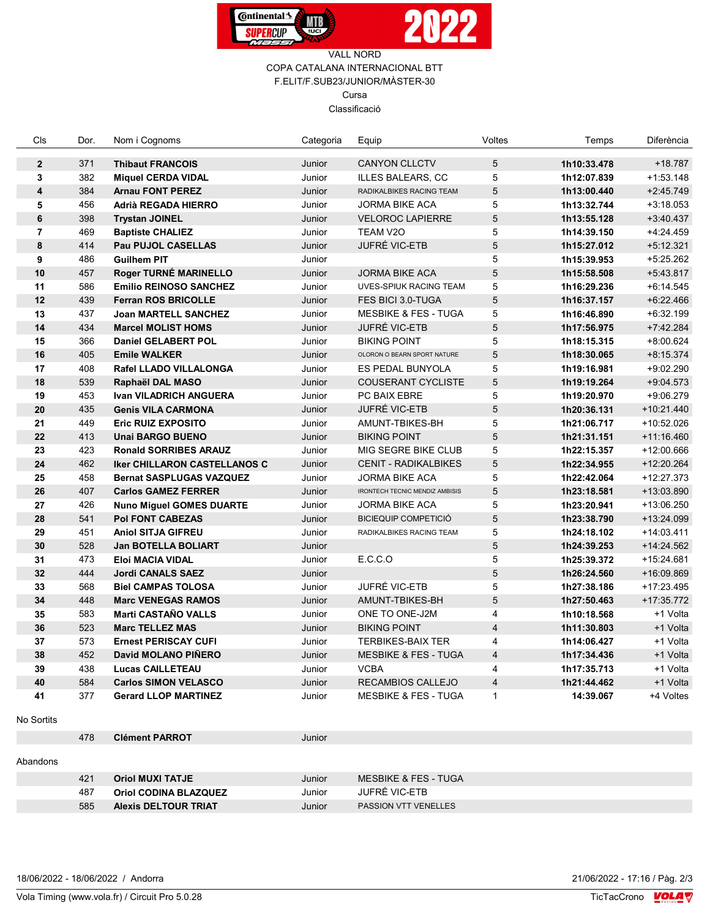VALL NORD

COPA CATALANA INTERNACIONAL BTT

F.ELIT/F.SUB23/JUNIOR/MÀSTER-30

Cursa

Classificació

| Cls | Dor. | Nom i Cognoms | Categoria | Equip | Voltes | Temps | Diferència |
|---|---|---|---|---|---|---|---|
| **2** | 371 | **Thibaut FRANCOIS** | Junior | CANYON CLLCTV | 5 | **1h10:33.478** | +18.787 |
| **3** | 382 | **Miquel CERDA VIDAL** | Junior | ILLES BALEARS, CC | 5 | **1h12:07.839** | +1:53.148 |
| **4** | 384 | **Arnau FONT PEREZ** | Junior | RADIKALBIKES RACING TEAM | 5 | **1h13:00.440** | +2:45.749 |
| **5** | 456 | **Adrià REGADA HIERRO** | Junior | JORMA BIKE ACA | 5 | **1h13:32.744** | +3:18.053 |
| **6** | 398 | **Trystan JOINEL** | Junior | VELOROC LAPIERRE | 5 | **1h13:55.128** | +3:40.437 |
| **7** | 469 | **Baptiste CHALIEZ** | Junior | TEAM V2O | 5 | **1h14:39.150** | +4:24.459 |
| **8** | 414 | **Pau PUJOL CASELLAS** | Junior | JUFRÉ VIC-ETB | 5 | **1h15:27.012** | +5:12.321 |
| **9** | 486 | **Guilhem PIT** | Junior | | 5 | **1h15:39.953** | +5:25.262 |
| **10** | 457 | **Roger TURNÉ MARINELLO** | Junior | JORMA BIKE ACA | 5 | **1h15:58.508** | +5:43.817 |
| **11** | 586 | **Emilio REINOSO SANCHEZ** | Junior | UVES-SPIUK RACING TEAM | 5 | **1h16:29.236** | +6:14.545 |
| **12** | 439 | **Ferran ROS BRICOLLE** | Junior | FES BICI 3.0-TUGA | 5 | **1h16:37.157** | +6:22.466 |
| **13** | 437 | **Joan MARTELL SANCHEZ** | Junior | MESBIKE & FES - TUGA | 5 | **1h16:46.890** | +6:32.199 |
| **14** | 434 | **Marcel MOLIST HOMS** | Junior | JUFRÉ VIC-ETB | 5 | **1h17:56.975** | +7:42.284 |
| **15** | 366 | **Daniel GELABERT POL** | Junior | BIKING POINT | 5 | **1h18:15.315** | +8:00.624 |
| **16** | 405 | **Emile WALKER** | Junior | OLORON O BEARN SPORT NATURE | 5 | **1h18:30.065** | +8:15.374 |
| **17** | 408 | **Rafel LLADO VILLALONGA** | Junior | ES PEDAL BUNYOLA | 5 | **1h19:16.981** | +9:02.290 |
| **18** | 539 | **Raphaël DAL MASO** | Junior | COUSERANT CYCLISTE | 5 | **1h19:19.264** | +9:04.573 |
| **19** | 453 | **Ivan VILADRICH ANGUERA** | Junior | PC BAIX EBRE | 5 | **1h19:20.970** | +9:06.279 |
| **20** | 435 | **Genis VILA CARMONA** | Junior | JUFRÉ VIC-ETB | 5 | **1h20:36.131** | +10:21.440 |
| **21** | 449 | **Eric RUIZ EXPOSITO** | Junior | AMUNT-TBIKES-BH | 5 | **1h21:06.717** | +10:52.026 |
| **22** | 413 | **Unai BARGO BUENO** | Junior | BIKING POINT | 5 | **1h21:31.151** | +11:16.460 |
| **23** | 423 | **Ronald SORRIBES ARAUZ** | Junior | MIG SEGRE BIKE CLUB | 5 | **1h22:15.357** | +12:00.666 |
| **24** | 462 | **Iker CHILLARON CASTELLANOS C** | Junior | CENIT - RADIKALBIKES | 5 | **1h22:34.955** | +12:20.264 |
| **25** | 458 | **Bernat SASPLUGAS VAZQUEZ** | Junior | JORMA BIKE ACA | 5 | **1h22:42.064** | +12:27.373 |
| **26** | 407 | **Carlos GAMEZ FERRER** | Junior | IRONTECH TECNIC MENDIZ AMBISIS | 5 | **1h23:18.581** | +13:03.890 |
| **27** | 426 | **Nuno Miguel GOMES DUARTE** | Junior | JORMA BIKE ACA | 5 | **1h23:20.941** | +13:06.250 |
| **28** | 541 | **Pol FONT CABEZAS** | Junior | BICIEQUIP COMPETICIÓ | 5 | **1h23:38.790** | +13:24.099 |
| **29** | 451 | **Aniol SITJA GIFREU** | Junior | RADIKALBIKES RACING TEAM | 5 | **1h24:18.102** | +14:03.411 |
| **30** | 528 | **Jan BOTELLA BOLIART** | Junior | | 5 | **1h24:39.253** | +14:24.562 |
| **31** | 473 | **Eloi MACIA VIDAL** | Junior | E.C.C.O | 5 | **1h25:39.372** | +15:24.681 |
| **32** | 444 | **Jordi CANALS SAEZ** | Junior | | 5 | **1h26:24.560** | +16:09.869 |
| **33** | 568 | **Biel CAMPAS TOLOSA** | Junior | JUFRÉ VIC-ETB | 5 | **1h27:38.186** | +17:23.495 |
| **34** | 448 | **Marc VENEGAS RAMOS** | Junior | AMUNT-TBIKES-BH | 5 | **1h27:50.463** | +17:35.772 |
| **35** | 583 | **Marti CASTAÑO VALLS** | Junior | ONE TO ONE-J2M | 4 | **1h10:18.568** | +1 Volta |
| **36** | 523 | **Marc TELLEZ MAS** | Junior | BIKING POINT | 4 | **1h11:30.803** | +1 Volta |
| **37** | 573 | **Ernest PERISCAY CUFI** | Junior | TERBIKES-BAIX TER | 4 | **1h14:06.427** | +1 Volta |
| **38** | 452 | **David MOLANO PIÑERO** | Junior | MESBIKE & FES - TUGA | 4 | **1h17:34.436** | +1 Volta |
| **39** | 438 | **Lucas CAILLETEAU** | Junior | VCBA | 4 | **1h17:35.713** | +1 Volta |
| **40** | 584 | **Carlos SIMON VELASCO** | Junior | RECAMBIOS CALLEJO | 4 | **1h21:44.462** | +1 Volta |
| **41** | 377 | **Gerard LLOP MARTINEZ** | Junior | MESBIKE & FES - TUGA | 1 | **14:39.067** | +4 Voltes |

No Sortits

| Cls | Dor. | Nom i Cognoms | Categoria | Equip |
|---|---|---|---|---|
| | 478 | **Clément PARROT** | Junior | |

Abandons

| Cls | Dor. | Nom i Cognoms | Categoria | Equip |
|---|---|---|---|---|
| | 421 | **Oriol MUXI TATJE** | Junior | MESBIKE & FES - TUGA |
| | 487 | **Oriol CODINA BLAZQUEZ** | Junior | JUFRÉ VIC-ETB |
| | 585 | **Alexis DELTOUR TRIAT** | Junior | PASSION VTT VENELLES |

18/06/2022 - 18/06/2022 / Andorra

Vola Timing (www.vola.fr) / Circuit Pro 5.0.28

21/06/2022 - 17:16

TicTacCrono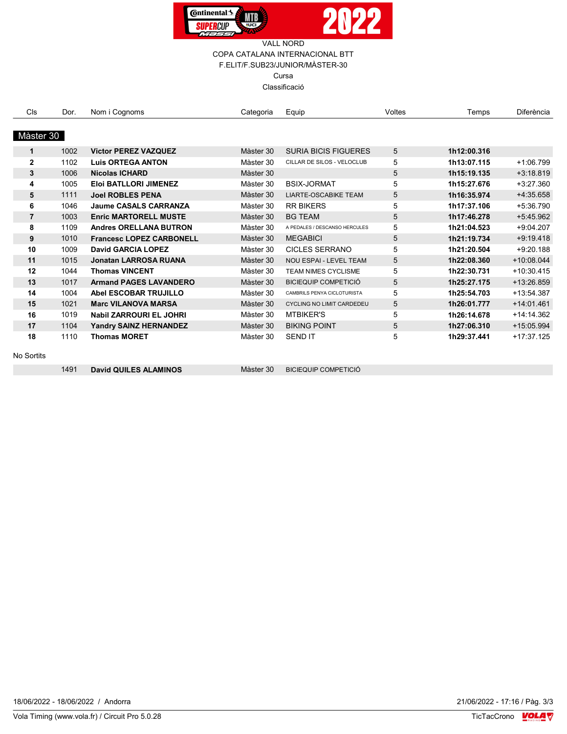VALL NORD

COPA CATALANA INTERNACIONAL BTT

F.ELIT/F.SUB23/JUNIOR/MÀSTER-30

Cursa

Classificació

## Màster 30

| Cls | Dor. | Nom i Cognoms | Categoria | Equip | Voltes | Temps | Diferència |
|---|---|---|---|---|---|---|---|
| **1** | 1002 | **Victor PEREZ VAZQUEZ** | Màster 30 | SURIA BICIS FIGUERES | 5 | **1h12:00.316** | |
| **2** | 1102 | **Luis ORTEGA ANTON** | Màster 30 | CILLAR DE SILOS - VELOCLUB | 5 | **1h13:07.115** | +1:06.799 |
| **3** | 1006 | **Nicolas ICHARD** | Màster 30 | | 5 | **1h15:19.135** | +3:18.819 |
| **4** | 1005 | **Eloi BATLLORI JIMENEZ** | Màster 30 | BSIX-JORMAT | 5 | **1h15:27.676** | +3:27.360 |
| **5** | 1111 | **Joel ROBLES PENA** | Màster 30 | LIARTE-OSCABIKE TEAM | 5 | **1h16:35.974** | +4:35.658 |
| **6** | 1046 | **Jaume CASALS CARRANZA** | Màster 30 | RR BIKERS | 5 | **1h17:37.106** | +5:36.790 |
| **7** | 1003 | **Enric MARTORELL MUSTE** | Màster 30 | BG TEAM | 5 | **1h17:46.278** | +5:45.962 |
| **8** | 1109 | **Andres ORELLANA BUTRON** | Màster 30 | A PEDALES / DESCANSO HERCULES | 5 | **1h21:04.523** | +9:04.207 |
| **9** | 1010 | **Francesc LOPEZ CARBONELL** | Màster 30 | MEGABICI | 5 | **1h21:19.734** | +9:19.418 |
| **10** | 1009 | **David GARCIA LOPEZ** | Màster 30 | CICLES SERRANO | 5 | **1h21:20.504** | +9:20.188 |
| **11** | 1015 | **Jonatan LARROSA RUANA** | Màster 30 | NOU ESPAI - LEVEL TEAM | 5 | **1h22:08.360** | +10:08.044 |
| **12** | 1044 | **Thomas VINCENT** | Màster 30 | TEAM NIMES CYCLISME | 5 | **1h22:30.731** | +10:30.415 |
| **13** | 1017 | **Armand PAGES LAVANDERO** | Màster 30 | BICIEQUIP COMPETICIÓ | 5 | **1h25:27.175** | +13:26.859 |
| **14** | 1004 | **Abel ESCOBAR TRUJILLO** | Màster 30 | CAMBRILS PENYA CICLOTURISTA | 5 | **1h25:54.703** | +13:54.387 |
| **15** | 1021 | **Marc VILANOVA MARSA** | Màster 30 | CYCLING NO LIMIT CARDEDEU | 5 | **1h26:01.777** | +14:01.461 |
| **16** | 1019 | **Nabil ZARROURI EL JOHRI** | Màster 30 | MTBIKER'S | 5 | **1h26:14.678** | +14:14.362 |
| **17** | 1104 | **Yandry SAINZ HERNANDEZ** | Màster 30 | BIKING POINT | 5 | **1h27:06.310** | +15:05.994 |
| **18** | 1110 | **Thomas MORET** | Màster 30 | SEND IT | 5 | **1h29:37.441** | +17:37.125 |

No Sortits

| Cls | Dor. | Nom i Cognoms | Categoria | Equip | Voltes | Temps | Diferència |
|---|---|---|---|---|---|---|---|
| | 1491 | **David QUILES ALAMINOS** | Màster 30 | BICIEQUIP COMPETICIÓ | | | |

18/06/2022 - 18/06/2022 / Andorra

21/06/2022 - 17:16

Vola Timing (www.vola.fr) / Circuit Pro 5.0.28

TicTacCrono